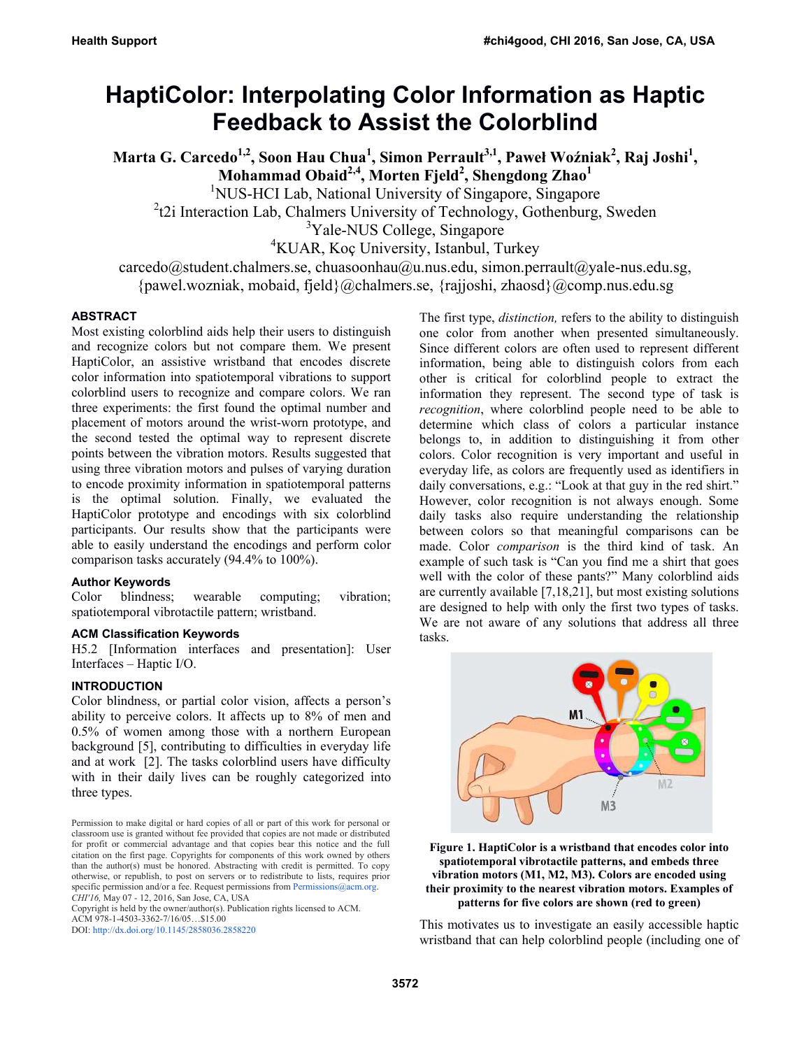# HaptiColor: Interpolating Color Information as Haptic Feedback to Assist the Colorblind

**Marta G. Carcedo[1,2], Soon Hau Chua[1], Simon Perrault[3,1], Paweł Woźniak[2], Raj Joshi[1], Mohammad Obaid[2,4], Morten Fjeld[2], Shengdong Zhao[1]**

[1]NUS-HCI Lab, National University of Singapore, Singapore
[2]t2i Interaction Lab, Chalmers University of Technology, Gothenburg, Sweden
[3]Yale-NUS College, Singapore
[4]KUAR, Koç University, Istanbul, Turkey

carcedo@student.chalmers.se, chuasoonhau@u.nus.edu, simon.perrault@yale-nus.edu.sg, {pawel.wozniak, mobaid, fjeld}@chalmers.se, {rajjoshi, zhaosd}@comp.nus.edu.sg

## ABSTRACT

Most existing colorblind aids help their users to distinguish and recognize colors but not compare them. We present HaptiColor, an assistive wristband that encodes discrete color information into spatiotemporal vibrations to support colorblind users to recognize and compare colors. We ran three experiments: the first found the optimal number and placement of motors around the wrist-worn prototype, and the second tested the optimal way to represent discrete points between the vibration motors. Results suggested that using three vibration motors and pulses of varying duration to encode proximity information in spatiotemporal patterns is the optimal solution. Finally, we evaluated the HaptiColor prototype and encodings with six colorblind participants. Our results show that the participants were able to easily understand the encodings and perform color comparison tasks accurately (94.4% to 100%).

### Author Keywords

Color blindness; wearable computing; vibration; spatiotemporal vibrotactile pattern; wristband.

### ACM Classification Keywords

H5.2 [Information interfaces and presentation]: User Interfaces – Haptic I/O.

## INTRODUCTION

Color blindness, or partial color vision, affects a person's ability to perceive colors. It affects up to 8% of men and 0.5% of women among those with a northern European background [5], contributing to difficulties in everyday life and at work [2]. The tasks colorblind users have difficulty with in their daily lives can be roughly categorized into three types.

Permission to make digital or hard copies of all or part of this work for personal or classroom use is granted without fee provided that copies are not made or distributed for profit or commercial advantage and that copies bear this notice and the full citation on the first page. Copyrights for components of this work owned by others than the author(s) must be honored. Abstracting with credit is permitted. To copy otherwise, or republish, to post on servers or to redistribute to lists, requires prior specific permission and/or a fee. Request permissions from Permissions@acm.org.
*CHI'16*, May 07 - 12, 2016, San Jose, CA, USA
Copyright is held by the owner/author(s). Publication rights licensed to ACM.
ACM 978-1-4503-3362-7/16/05…$15.00
DOI: http://dx.doi.org/10.1145/2858036.2858220

The first type, *distinction,* refers to the ability to distinguish one color from another when presented simultaneously. Since different colors are often used to represent different information, being able to distinguish colors from each other is critical for colorblind people to extract the information they represent. The second type of task is *recognition*, where colorblind people need to be able to determine which class of colors a particular instance belongs to, in addition to distinguishing it from other colors. Color recognition is very important and useful in everyday life, as colors are frequently used as identifiers in daily conversations, e.g.: "Look at that guy in the red shirt." However, color recognition is not always enough. Some daily tasks also require understanding the relationship between colors so that meaningful comparisons can be made. Color *comparison* is the third kind of task. An example of such task is "Can you find me a shirt that goes well with the color of these pants?" Many colorblind aids are currently available [7,18,21], but most existing solutions are designed to help with only the first two types of tasks. We are not aware of any solutions that address all three tasks.

**Figure 1. HaptiColor is a wristband that encodes color into spatiotemporal vibrotactile patterns, and embeds three vibration motors (M1, M2, M3). Colors are encoded using their proximity to the nearest vibration motors. Examples of patterns for five colors are shown (red to green)**

This motivates us to investigate an easily accessible haptic wristband that can help colorblind people (including one of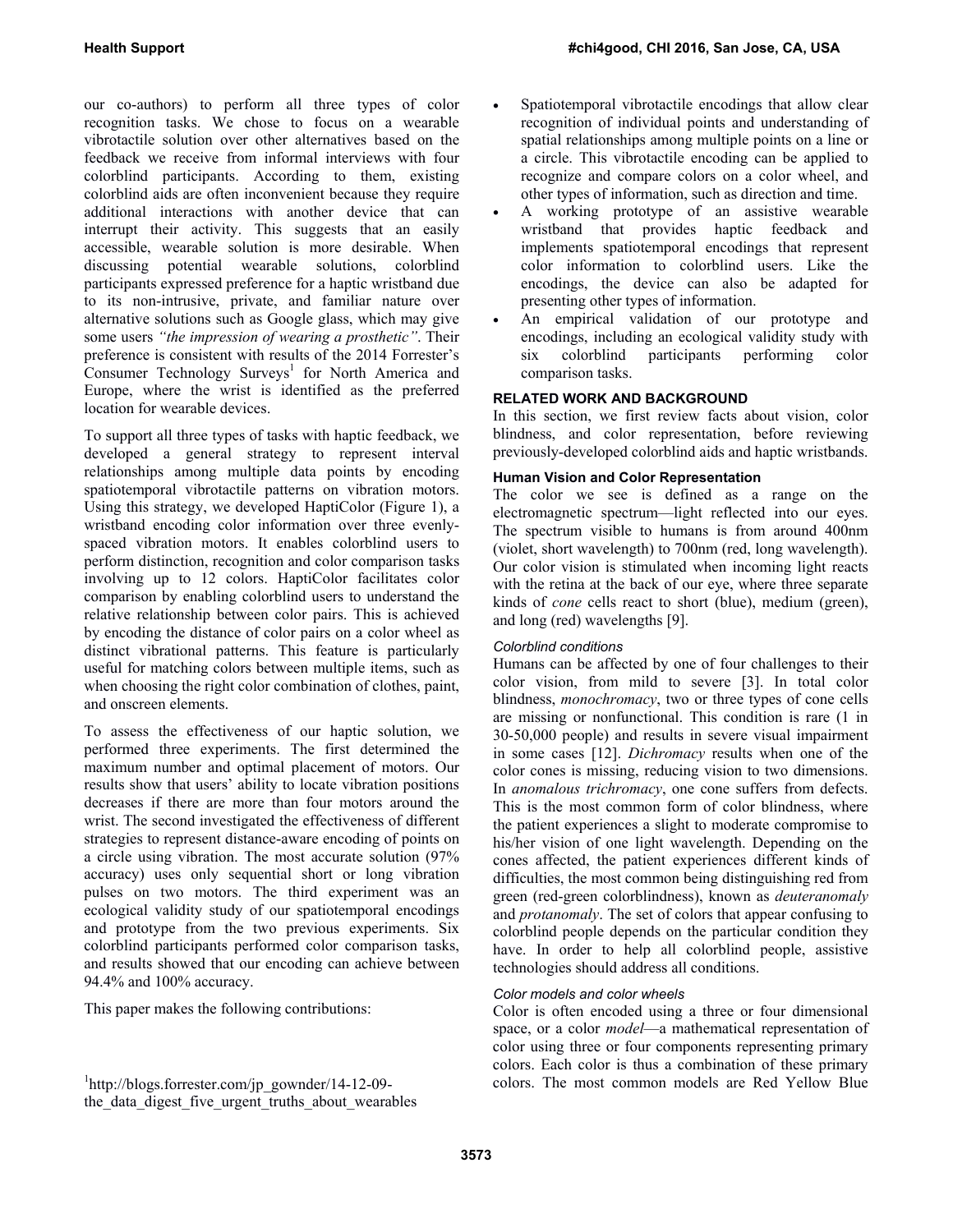our co-authors) to perform all three types of color recognition tasks. We chose to focus on a wearable vibrotactile solution over other alternatives based on the feedback we receive from informal interviews with four colorblind participants. According to them, existing colorblind aids are often inconvenient because they require additional interactions with another device that can interrupt their activity. This suggests that an easily accessible, wearable solution is more desirable. When discussing potential wearable solutions, colorblind participants expressed preference for a haptic wristband due to its non-intrusive, private, and familiar nature over alternative solutions such as Google glass, which may give some users *"the impression of wearing a prosthetic"*. Their preference is consistent with results of the 2014 Forrester's Consumer Technology Surveys[1] for North America and Europe, where the wrist is identified as the preferred location for wearable devices.

To support all three types of tasks with haptic feedback, we developed a general strategy to represent interval relationships among multiple data points by encoding spatiotemporal vibrotactile patterns on vibration motors. Using this strategy, we developed HaptiColor (Figure 1), a wristband encoding color information over three evenly-spaced vibration motors. It enables colorblind users to perform distinction, recognition and color comparison tasks involving up to 12 colors. HaptiColor facilitates color comparison by enabling colorblind users to understand the relative relationship between color pairs. This is achieved by encoding the distance of color pairs on a color wheel as distinct vibrational patterns. This feature is particularly useful for matching colors between multiple items, such as when choosing the right color combination of clothes, paint, and onscreen elements.

To assess the effectiveness of our haptic solution, we performed three experiments. The first determined the maximum number and optimal placement of motors. Our results show that users' ability to locate vibration positions decreases if there are more than four motors around the wrist. The second investigated the effectiveness of different strategies to represent distance-aware encoding of points on a circle using vibration. The most accurate solution (97% accuracy) uses only sequential short or long vibration pulses on two motors. The third experiment was an ecological validity study of our spatiotemporal encodings and prototype from the two previous experiments. Six colorblind participants performed color comparison tasks, and results showed that our encoding can achieve between 94.4% and 100% accuracy.

This paper makes the following contributions:

- Spatiotemporal vibrotactile encodings that allow clear recognition of individual points and understanding of spatial relationships among multiple points on a line or a circle. This vibrotactile encoding can be applied to recognize and compare colors on a color wheel, and other types of information, such as direction and time.
- A working prototype of an assistive wearable wristband that provides haptic feedback and implements spatiotemporal encodings that represent color information to colorblind users. Like the encodings, the device can also be adapted for presenting other types of information.
- An empirical validation of our prototype and encodings, including an ecological validity study with six colorblind participants performing color comparison tasks.

## RELATED WORK AND BACKGROUND

In this section, we first review facts about vision, color blindness, and color representation, before reviewing previously-developed colorblind aids and haptic wristbands.

### Human Vision and Color Representation

The color we see is defined as a range on the electromagnetic spectrum—light reflected into our eyes. The spectrum visible to humans is from around 400nm (violet, short wavelength) to 700nm (red, long wavelength). Our color vision is stimulated when incoming light reacts with the retina at the back of our eye, where three separate kinds of *cone* cells react to short (blue), medium (green), and long (red) wavelengths [9].

#### *Colorblind conditions*

Humans can be affected by one of four challenges to their color vision, from mild to severe [3]. In total color blindness, *monochromacy*, two or three types of cone cells are missing or nonfunctional. This condition is rare (1 in 30-50,000 people) and results in severe visual impairment in some cases [12]. *Dichromacy* results when one of the color cones is missing, reducing vision to two dimensions. In *anomalous trichromacy*, one cone suffers from defects. This is the most common form of color blindness, where the patient experiences a slight to moderate compromise to his/her vision of one light wavelength. Depending on the cones affected, the patient experiences different kinds of difficulties, the most common being distinguishing red from green (red-green colorblindness), known as *deuteranomaly* and *protanomaly*. The set of colors that appear confusing to colorblind people depends on the particular condition they have. In order to help all colorblind people, assistive technologies should address all conditions.

#### *Color models and color wheels*

Color is often encoded using a three or four dimensional space, or a color *model*—a mathematical representation of color using three or four components representing primary colors. Each color is thus a combination of these primary colors. The most common models are Red Yellow Blue

[1]http://blogs.forrester.com/jp_gownder/14-12-09-the_data_digest_five_urgent_truths_about_wearables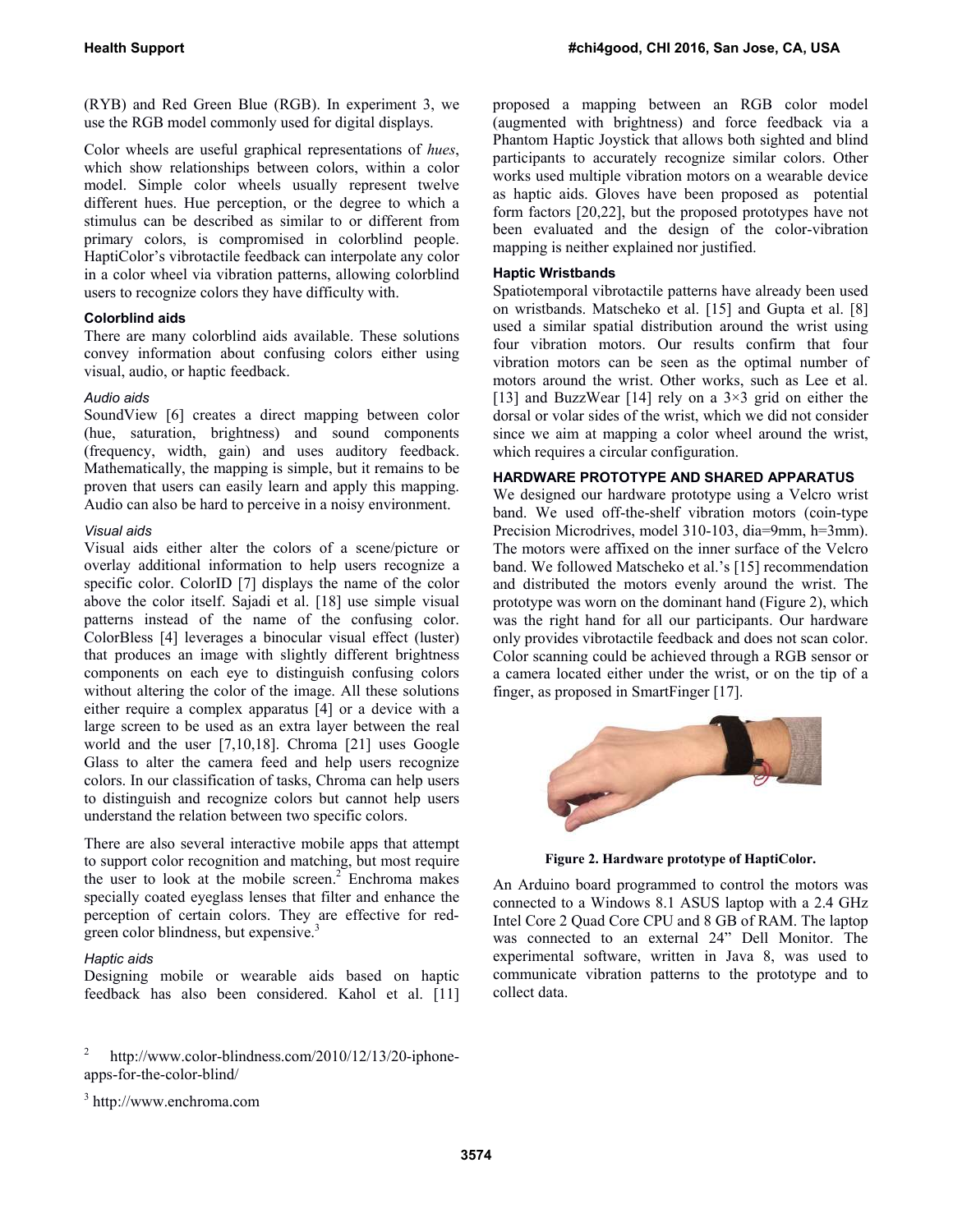(RYB) and Red Green Blue (RGB). In experiment 3, we use the RGB model commonly used for digital displays.

Color wheels are useful graphical representations of *hues*, which show relationships between colors, within a color model. Simple color wheels usually represent twelve different hues. Hue perception, or the degree to which a stimulus can be described as similar to or different from primary colors, is compromised in colorblind people. HaptiColor's vibrotactile feedback can interpolate any color in a color wheel via vibration patterns, allowing colorblind users to recognize colors they have difficulty with.

### Colorblind aids

There are many colorblind aids available. These solutions convey information about confusing colors either using visual, audio, or haptic feedback.

#### *Audio aids*

SoundView [6] creates a direct mapping between color (hue, saturation, brightness) and sound components (frequency, width, gain) and uses auditory feedback. Mathematically, the mapping is simple, but it remains to be proven that users can easily learn and apply this mapping. Audio can also be hard to perceive in a noisy environment.

#### *Visual aids*

Visual aids either alter the colors of a scene/picture or overlay additional information to help users recognize a specific color. ColorID [7] displays the name of the color above the color itself. Sajadi et al. [18] use simple visual patterns instead of the name of the confusing color. ColorBless [4] leverages a binocular visual effect (luster) that produces an image with slightly different brightness components on each eye to distinguish confusing colors without altering the color of the image. All these solutions either require a complex apparatus [4] or a device with a large screen to be used as an extra layer between the real world and the user [7,10,18]. Chroma [21] uses Google Glass to alter the camera feed and help users recognize colors. In our classification of tasks, Chroma can help users to distinguish and recognize colors but cannot help users understand the relation between two specific colors.

There are also several interactive mobile apps that attempt to support color recognition and matching, but most require the user to look at the mobile screen.[2] Enchroma makes specially coated eyeglass lenses that filter and enhance the perception of certain colors. They are effective for red-green color blindness, but expensive.[3]

#### *Haptic aids*

Designing mobile or wearable aids based on haptic feedback has also been considered. Kahol et al. [11] proposed a mapping between an RGB color model (augmented with brightness) and force feedback via a Phantom Haptic Joystick that allows both sighted and blind participants to accurately recognize similar colors. Other works used multiple vibration motors on a wearable device as haptic aids. Gloves have been proposed as potential form factors [20,22], but the proposed prototypes have not been evaluated and the design of the color-vibration mapping is neither explained nor justified.

### Haptic Wristbands

Spatiotemporal vibrotactile patterns have already been used on wristbands. Matscheko et al. [15] and Gupta et al. [8] used a similar spatial distribution around the wrist using four vibration motors. Our results confirm that four vibration motors can be seen as the optimal number of motors around the wrist. Other works, such as Lee et al. [13] and BuzzWear [14] rely on a 3×3 grid on either the dorsal or volar sides of the wrist, which we did not consider since we aim at mapping a color wheel around the wrist, which requires a circular configuration.

## HARDWARE PROTOTYPE AND SHARED APPARATUS

We designed our hardware prototype using a Velcro wrist band. We used off-the-shelf vibration motors (coin-type Precision Microdrives, model 310-103, dia=9mm, h=3mm). The motors were affixed on the inner surface of the Velcro band. We followed Matscheko et al.'s [15] recommendation and distributed the motors evenly around the wrist. The prototype was worn on the dominant hand (Figure 2), which was the right hand for all our participants. Our hardware only provides vibrotactile feedback and does not scan color. Color scanning could be achieved through a RGB sensor or a camera located either under the wrist, or on the tip of a finger, as proposed in SmartFinger [17].

**Figure 2. Hardware prototype of HaptiColor.**

An Arduino board programmed to control the motors was connected to a Windows 8.1 ASUS laptop with a 2.4 GHz Intel Core 2 Quad Core CPU and 8 GB of RAM. The laptop was connected to an external 24" Dell Monitor. The experimental software, written in Java 8, was used to communicate vibration patterns to the prototype and to collect data.

[2] http://www.color-blindness.com/2010/12/13/20-iphone-apps-for-the-color-blind/

[3] http://www.enchroma.com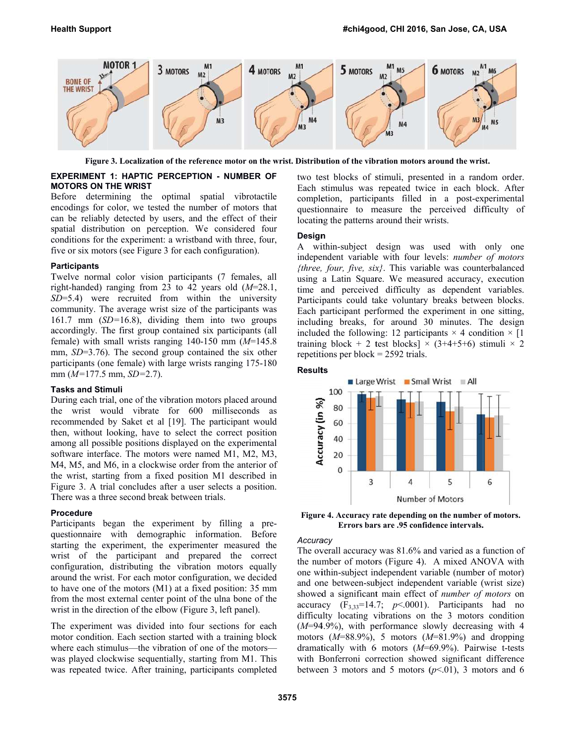Figure 3. Localization of the reference motor on the wrist. Distribution of the vibration motors around the wrist.

## EXPERIMENT 1: HAPTIC PERCEPTION - NUMBER OF MOTORS ON THE WRIST

Before determining the optimal spatial vibrotactile encodings for color, we tested the number of motors that can be reliably detected by users, and the effect of their spatial distribution on perception. We considered four conditions for the experiment: a wristband with three, four, five or six motors (see Figure 3 for each configuration).

### Participants

Twelve normal color vision participants (7 females, all right-handed) ranging from 23 to 42 years old (*M*=28.1, *SD*=5.4) were recruited from within the university community. The average wrist size of the participants was 161.7 mm (*SD*=16.8), dividing them into two groups accordingly. The first group contained six participants (all female) with small wrists ranging 140-150 mm (*M*=145.8 mm, *SD*=3.76). The second group contained the six other participants (one female) with large wrists ranging 175-180 mm (*M*=177.5 mm, *SD*=2.7).

### Tasks and Stimuli

During each trial, one of the vibration motors placed around the wrist would vibrate for 600 milliseconds as recommended by Saket et al [19]. The participant would then, without looking, have to select the correct position among all possible positions displayed on the experimental software interface. The motors were named M1, M2, M3, M4, M5, and M6, in a clockwise order from the anterior of the wrist, starting from a fixed position M1 described in Figure 3. A trial concludes after a user selects a position. There was a three second break between trials.

### Procedure

Participants began the experiment by filling a pre-questionnaire with demographic information. Before starting the experiment, the experimenter measured the wrist of the participant and prepared the correct configuration, distributing the vibration motors equally around the wrist. For each motor configuration, we decided to have one of the motors (M1) at a fixed position: 35 mm from the most external center point of the ulna bone of the wrist in the direction of the elbow (Figure 3, left panel).

The experiment was divided into four sections for each motor condition. Each section started with a training block where each stimulus—the vibration of one of the motors—was played clockwise sequentially, starting from M1. This was repeated twice. After training, participants completed two test blocks of stimuli, presented in a random order. Each stimulus was repeated twice in each block. After completion, participants filled in a post-experimental questionnaire to measure the perceived difficulty of locating the patterns around their wrists.

### Design

A within-subject design was used with only one independent variable with four levels: *number of motors {three, four, five, six}*. This variable was counterbalanced using a Latin Square. We measured accuracy, execution time and perceived difficulty as dependent variables. Participants could take voluntary breaks between blocks. Each participant performed the experiment in one sitting, including breaks, for around 30 minutes. The design included the following: 12 participants × 4 condition × [1 training block + 2 test blocks] × (3+4+5+6) stimuli × 2 repetitions per block = 2592 trials.

### Results

Figure 4. Accuracy rate depending on the number of motors. Errors bars are .95 confidence intervals.

#### *Accuracy*

The overall accuracy was 81.6% and varied as a function of the number of motors (Figure 4). A mixed ANOVA with one within-subject independent variable (number of motor) and one between-subject independent variable (wrist size) showed a significant main effect of *number of motors* on accuracy ($F_{3,33}$=14.7; $p$<.0001). Participants had no difficulty locating vibrations on the 3 motors condition (*M*=94.9%), with performance slowly decreasing with 4 motors (*M*=88.9%), 5 motors (*M*=81.9%) and dropping dramatically with 6 motors (*M*=69.9%). Pairwise t-tests with Bonferroni correction showed significant difference between 3 motors and 5 motors ($p$<.01), 3 motors and 6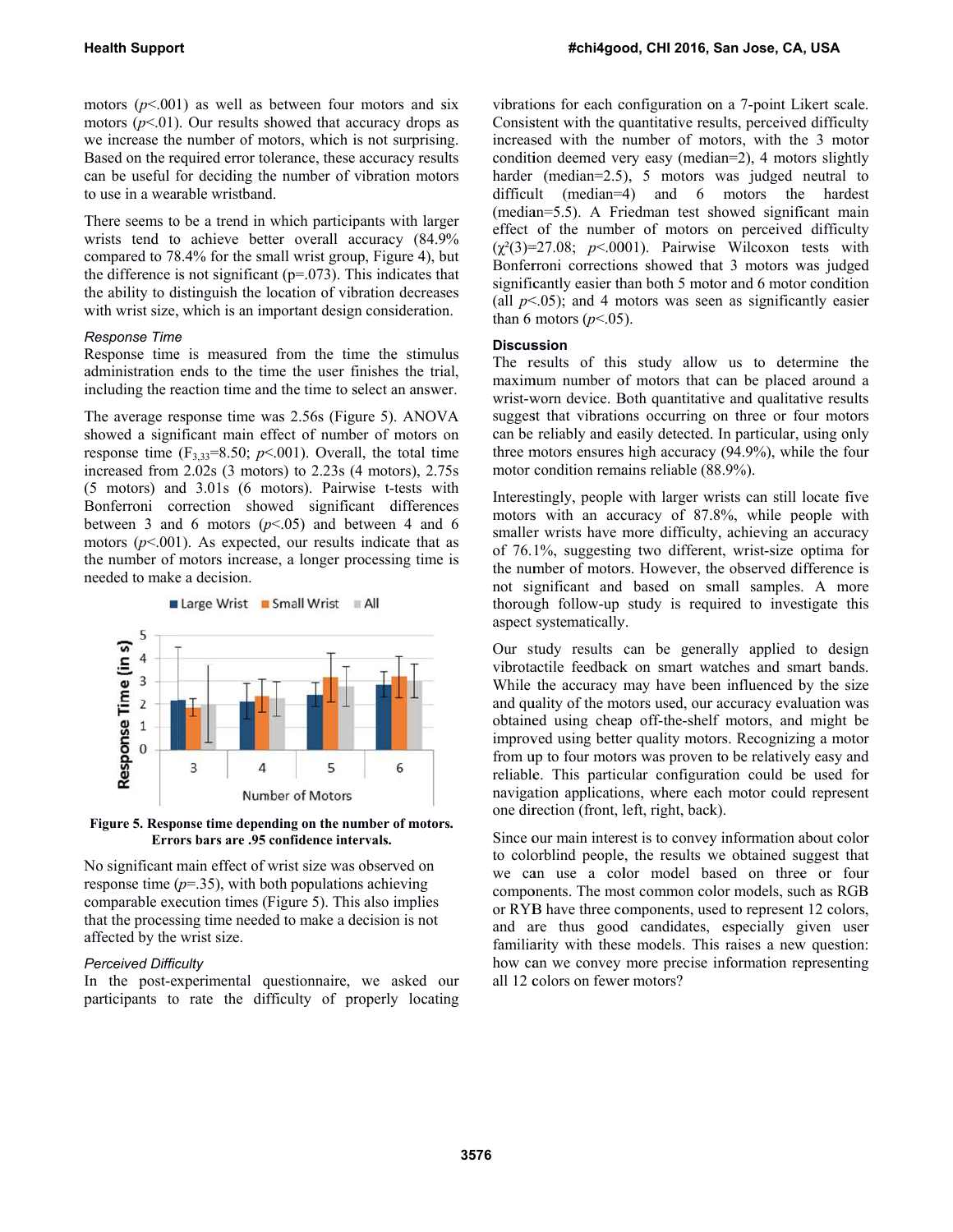motors ($p$<.001) as well as between four motors and six motors ($p$<.01). Our results showed that accuracy drops as we increase the number of motors, which is not surprising. Based on the required error tolerance, these accuracy results can be useful for deciding the number of vibration motors to use in a wearable wristband.

There seems to be a trend in which participants with larger wrists tend to achieve better overall accuracy (84.9% compared to 78.4% for the small wrist group, Figure 4), but the difference is not significant (p=.073). This indicates that the ability to distinguish the location of vibration decreases with wrist size, which is an important design consideration.

*Response Time*

Response time is measured from the time the stimulus administration ends to the time the user finishes the trial, including the reaction time and the time to select an answer.

The average response time was 2.56s (Figure 5). ANOVA showed a significant main effect of number of motors on response time ($F_{3,33}$=8.50; $p$<.001). Overall, the total time increased from 2.02s (3 motors) to 2.23s (4 motors), 2.75s (5 motors) and 3.01s (6 motors). Pairwise t-tests with Bonferroni correction showed significant differences between 3 and 6 motors ($p$<.05) and between 4 and 6 motors ($p$<.001). As expected, our results indicate that as the number of motors increase, a longer processing time is needed to make a decision.

**Figure 5. Response time depending on the number of motors. Errors bars are .95 confidence intervals.**

No significant main effect of wrist size was observed on response time ($p$=.35), with both populations achieving comparable execution times (Figure 5). This also implies that the processing time needed to make a decision is not affected by the wrist size.

*Perceived Difficulty*

In the post-experimental questionnaire, we asked our participants to rate the difficulty of properly locating vibrations for each configuration on a 7-point Likert scale. Consistent with the quantitative results, perceived difficulty increased with the number of motors, with the 3 motor condition deemed very easy (median=2), 4 motors slightly harder (median=2.5), 5 motors was judged neutral to difficult (median=4) and 6 motors the hardest (median=5.5). A Friedman test showed significant main effect of the number of motors on perceived difficulty ($\chi^2(3)$=27.08; $p$<.0001). Pairwise Wilcoxon tests with Bonferroni corrections showed that 3 motors was judged significantly easier than both 5 motor and 6 motor condition (all $p$<.05); and 4 motors was seen as significantly easier than 6 motors ($p$<.05).

**Discussion**

The results of this study allow us to determine the maximum number of motors that can be placed around a wrist-worn device. Both quantitative and qualitative results suggest that vibrations occurring on three or four motors can be reliably and easily detected. In particular, using only three motors ensures high accuracy (94.9%), while the four motor condition remains reliable (88.9%).

Interestingly, people with larger wrists can still locate five motors with an accuracy of 87.8%, while people with smaller wrists have more difficulty, achieving an accuracy of 76.1%, suggesting two different, wrist-size optima for the number of motors. However, the observed difference is not significant and based on small samples. A more thorough follow-up study is required to investigate this aspect systematically.

Our study results can be generally applied to design vibrotactile feedback on smart watches and smart bands. While the accuracy may have been influenced by the size and quality of the motors used, our accuracy evaluation was obtained using cheap off-the-shelf motors, and might be improved using better quality motors. Recognizing a motor from up to four motors was proven to be relatively easy and reliable. This particular configuration could be used for navigation applications, where each motor could represent one direction (front, left, right, back).

Since our main interest is to convey information about color to colorblind people, the results we obtained suggest that we can use a color model based on three or four components. The most common color models, such as RGB or RYB have three components, used to represent 12 colors, and are thus good candidates, especially given user familiarity with these models. This raises a new question: how can we convey more precise information representing all 12 colors on fewer motors?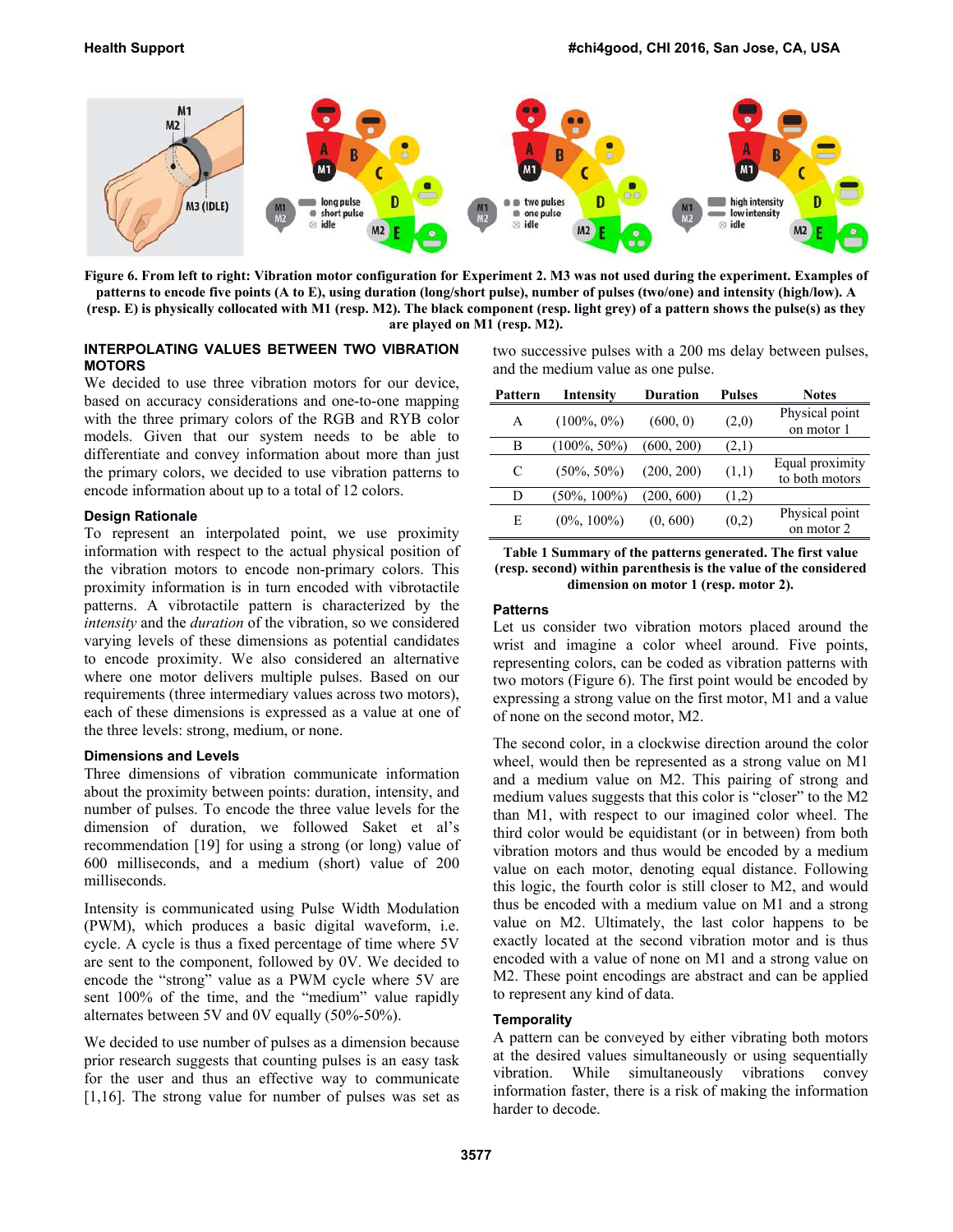**Figure 6. From left to right: Vibration motor configuration for Experiment 2. M3 was not used during the experiment. Examples of patterns to encode five points (A to E), using duration (long/short pulse), number of pulses (two/one) and intensity (high/low). A (resp. E) is physically collocated with M1 (resp. M2). The black component (resp. light grey) of a pattern shows the pulse(s) as they are played on M1 (resp. M2).**

## INTERPOLATING VALUES BETWEEN TWO VIBRATION MOTORS

We decided to use three vibration motors for our device, based on accuracy considerations and one-to-one mapping with the three primary colors of the RGB and RYB color models. Given that our system needs to be able to differentiate and convey information about more than just the primary colors, we decided to use vibration patterns to encode information about up to a total of 12 colors.

### Design Rationale

To represent an interpolated point, we use proximity information with respect to the actual physical position of the vibration motors to encode non-primary colors. This proximity information is in turn encoded with vibrotactile patterns. A vibrotactile pattern is characterized by the *intensity* and the *duration* of the vibration, so we considered varying levels of these dimensions as potential candidates to encode proximity. We also considered an alternative where one motor delivers multiple pulses. Based on our requirements (three intermediary values across two motors), each of these dimensions is expressed as a value at one of the three levels: strong, medium, or none.

### Dimensions and Levels

Three dimensions of vibration communicate information about the proximity between points: duration, intensity, and number of pulses. To encode the three value levels for the dimension of duration, we followed Saket et al's recommendation [19] for using a strong (or long) value of 600 milliseconds, and a medium (short) value of 200 milliseconds.

Intensity is communicated using Pulse Width Modulation (PWM), which produces a basic digital waveform, i.e. cycle. A cycle is thus a fixed percentage of time where 5V are sent to the component, followed by 0V. We decided to encode the "strong" value as a PWM cycle where 5V are sent 100% of the time, and the "medium" value rapidly alternates between 5V and 0V equally (50%-50%).

We decided to use number of pulses as a dimension because prior research suggests that counting pulses is an easy task for the user and thus an effective way to communicate [1,16]. The strong value for number of pulses was set as two successive pulses with a 200 ms delay between pulses, and the medium value as one pulse.

| Pattern | Intensity | Duration | Pulses | Notes |
|---|---|---|---|---|
| A | (100%, 0%) | (600, 0) | (2,0) | Physical point on motor 1 |
| B | (100%, 50%) | (600, 200) | (2,1) | |
| C | (50%, 50%) | (200, 200) | (1,1) | Equal proximity to both motors |
| D | (50%, 100%) | (200, 600) | (1,2) | |
| E | (0%, 100%) | (0, 600) | (0,2) | Physical point on motor 2 |

**Table 1 Summary of the patterns generated. The first value (resp. second) within parenthesis is the value of the considered dimension on motor 1 (resp. motor 2).**

### Patterns

Let us consider two vibration motors placed around the wrist and imagine a color wheel around. Five points, representing colors, can be coded as vibration patterns with two motors (Figure 6). The first point would be encoded by expressing a strong value on the first motor, M1 and a value of none on the second motor, M2.

The second color, in a clockwise direction around the color wheel, would then be represented as a strong value on M1 and a medium value on M2. This pairing of strong and medium values suggests that this color is "closer" to the M2 than M1, with respect to our imagined color wheel. The third color would be equidistant (or in between) from both vibration motors and thus would be encoded by a medium value on each motor, denoting equal distance. Following this logic, the fourth color is still closer to M2, and would thus be encoded with a medium value on M1 and a strong value on M2. Ultimately, the last color happens to be exactly located at the second vibration motor and is thus encoded with a value of none on M1 and a strong value on M2. These point encodings are abstract and can be applied to represent any kind of data.

### Temporality

A pattern can be conveyed by either vibrating both motors at the desired values simultaneously or using sequentially vibration. While simultaneously vibrations convey information faster, there is a risk of making the information harder to decode.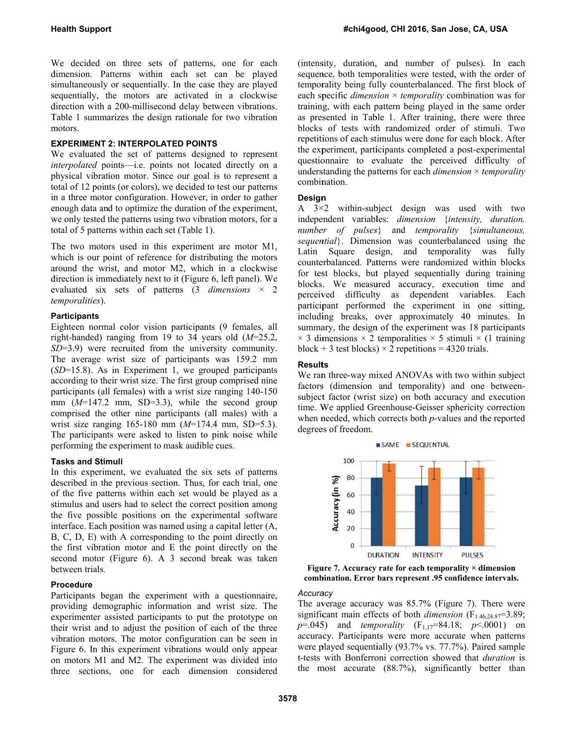We decided on three sets of patterns, one for each dimension. Patterns within each set can be played simultaneously or sequentially. In the case they are played sequentially, the motors are activated in a clockwise direction with a 200-millisecond delay between vibrations. Table 1 summarizes the design rationale for two vibration motors.

## EXPERIMENT 2: INTERPOLATED POINTS

We evaluated the set of patterns designed to represent *interpolated* points—i.e. points not located directly on a physical vibration motor. Since our goal is to represent a total of 12 points (or colors), we decided to test our patterns in a three motor configuration. However, in order to gather enough data and to optimize the duration of the experiment, we only tested the patterns using two vibration motors, for a total of 5 patterns within each set (Table 1).

The two motors used in this experiment are motor M1, which is our point of reference for distributing the motors around the wrist, and motor M2, which in a clockwise direction is immediately next to it (Figure 6, left panel). We evaluated six sets of patterns (3 *dimensions* × 2 *temporalities*).

### Participants

Eighteen normal color vision participants (9 females, all right-handed) ranging from 19 to 34 years old (*M*=25.2, *SD*=3.9) were recruited from the university community. The average wrist size of participants was 159.2 mm (*SD*=15.8). As in Experiment 1, we grouped participants according to their wrist size. The first group comprised nine participants (all females) with a wrist size ranging 140-150 mm (*M*=147.2 mm, SD=3.3), while the second group comprised the other nine participants (all males) with a wrist size ranging 165-180 mm (*M*=174.4 mm, SD=5.3). The participants were asked to listen to pink noise while performing the experiment to mask audible cues.

### Tasks and Stimuli

In this experiment, we evaluated the six sets of patterns described in the previous section. Thus, for each trial, one of the five patterns within each set would be played as a stimulus and users had to select the correct position among the five possible positions on the experimental software interface. Each position was named using a capital letter (A, B, C, D, E) with A corresponding to the point directly on the first vibration motor and E the point directly on the second motor (Figure 6). A 3 second break was taken between trials.

### Procedure

Participants began the experiment with a questionnaire, providing demographic information and wrist size. The experimenter assisted participants to put the prototype on their wrist and to adjust the position of each of the three vibration motors. The motor configuration can be seen in Figure 6. In this experiment vibrations would only appear on motors M1 and M2. The experiment was divided into three sections, one for each dimension considered (intensity, duration, and number of pulses). In each sequence, both temporalities were tested, with the order of temporality being fully counterbalanced. The first block of each specific *dimension* × *temporality* combination was for training, with each pattern being played in the same order as presented in Table 1. After training, there were three blocks of tests with randomized order of stimuli. Two repetitions of each stimulus were done for each block. After the experiment, participants completed a post-experimental questionnaire to evaluate the perceived difficulty of understanding the patterns for each *dimension* × *temporality* combination.

### Design

A 3×2 within-subject design was used with two independent variables: *dimension* {*intensity, duration, number of pulses*} and *temporality* {*simultaneous, sequential*}. Dimension was counterbalanced using the Latin Square design, and temporality was fully counterbalanced. Patterns were randomized within blocks for test blocks, but played sequentially during training blocks. We measured accuracy, execution time and perceived difficulty as dependent variables. Each participant performed the experiment in one sitting, including breaks, over approximately 40 minutes. In summary, the design of the experiment was 18 participants × 3 dimensions × 2 temporalities × 5 stimuli × (1 training block + 3 test blocks) × 2 repetitions = 4320 trials.

### Results

We ran three-way mixed ANOVAs with two within subject factors (dimension and temporality) and one between-subject factor (wrist size) on both accuracy and execution time. We applied Greenhouse-Geisser sphericity correction when needed, which corrects both *p*-values and the reported degrees of freedom.

**Figure 7. Accuracy rate for each temporality × dimension combination. Error bars represent .95 confidence intervals.**

#### *Accuracy*

The average accuracy was 85.7% (Figure 7). There were significant main effects of both *dimension* ($F_{1.46,24.87}$=3.89; $p$=.045) and *temporality* ($F_{1,17}$=84.18; $p$<.0001) on accuracy. Participants were more accurate when patterns were played sequentially (93.7% vs. 77.7%). Paired sample t-tests with Bonferroni correction showed that *duration* is the most accurate (88.7%), significantly better than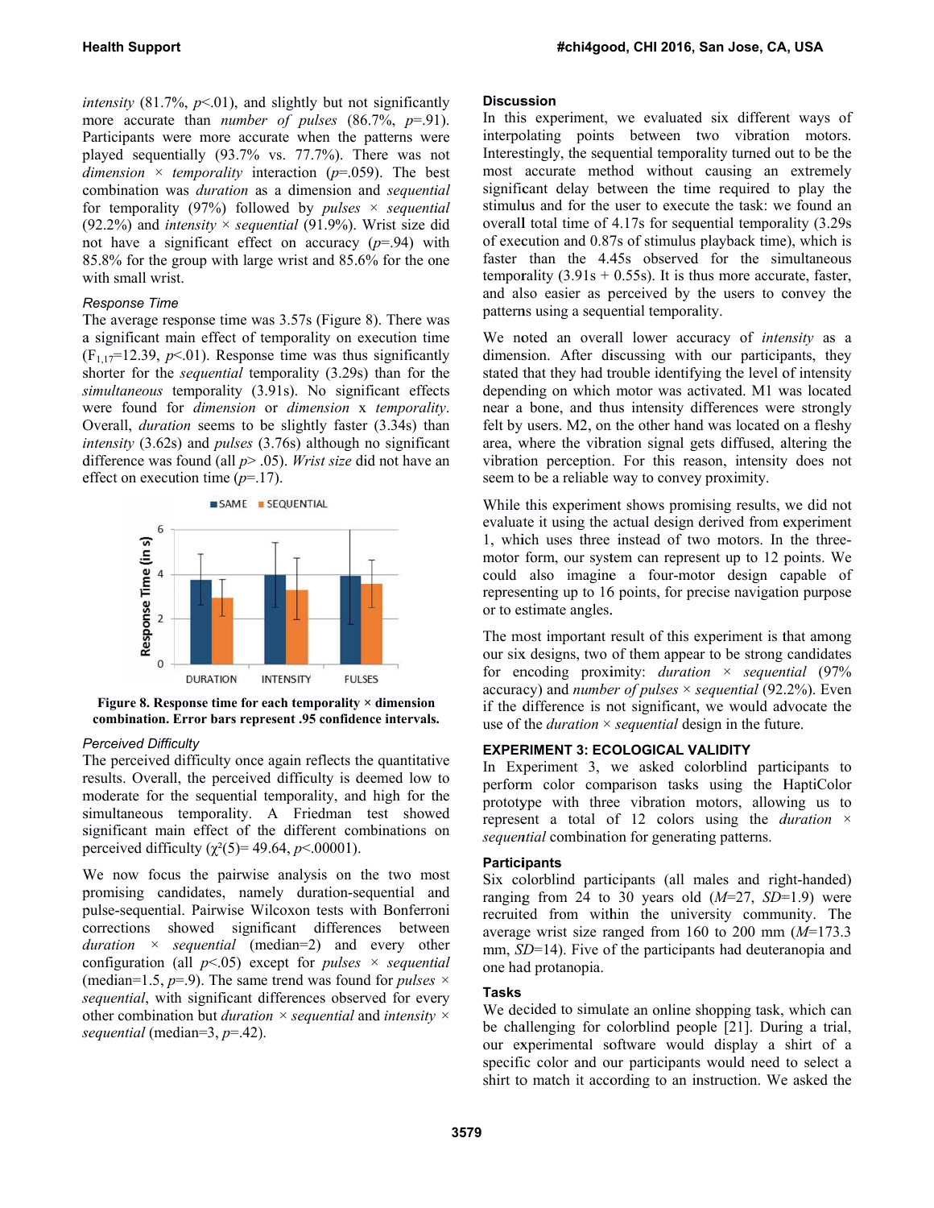*intensity* (81.7%, $p$<.01), and slightly but not significantly more accurate than *number of pulses* (86.7%, $p$=.91). Participants were more accurate when the patterns were played sequentially (93.7% vs. 77.7%). There was not *dimension* × *temporality* interaction ($p$=.059). The best combination was *duration* as a dimension and *sequential* for temporality (97%) followed by *pulses* × *sequential* (92.2%) and *intensity* × *sequential* (91.9%). Wrist size did not have a significant effect on accuracy ($p$=.94) with 85.8% for the group with large wrist and 85.6% for the one with small wrist.

### Response Time

The average response time was 3.57s (Figure 8). There was a significant main effect of temporality on execution time ($F_{1,17}$=12.39, $p$<.01). Response time was thus significantly shorter for the *sequential* temporality (3.29s) than for the *simultaneous* temporality (3.91s). No significant effects were found for *dimension* or *dimension* x *temporality*. Overall, *duration* seems to be slightly faster (3.34s) than *intensity* (3.62s) and *pulses* (3.76s) although no significant difference was found (all $p$> .05). *Wrist size* did not have an effect on execution time ($p$=.17).

**Figure 8. Response time for each temporality × dimension combination. Error bars represent .95 confidence intervals.**

### Perceived Difficulty

The perceived difficulty once again reflects the quantitative results. Overall, the perceived difficulty is deemed low to moderate for the sequential temporality, and high for the simultaneous temporality. A Friedman test showed significant main effect of the different combinations on perceived difficulty ($\chi^2(5)$= 49.64, $p$<.00001).

We now focus the pairwise analysis on the two most promising candidates, namely duration-sequential and pulse-sequential. Pairwise Wilcoxon tests with Bonferroni corrections showed significant differences between *duration* × *sequential* (median=2) and every other configuration (all $p$<.05) except for *pulses* × *sequential* (median=1.5, $p$=.9). The same trend was found for *pulses* × *sequential*, with significant differences observed for every other combination but *duration* × *sequential* and *intensity* × *sequential* (median=3, $p$=.42).

### Discussion

In this experiment, we evaluated six different ways of interpolating points between two vibration motors. Interestingly, the sequential temporality turned out to be the most accurate method without causing an extremely significant delay between the time required to play the stimulus and for the user to execute the task: we found an overall total time of 4.17s for sequential temporality (3.29s of execution and 0.87s of stimulus playback time), which is faster than the 4.45s observed for the simultaneous temporality (3.91s + 0.55s). It is thus more accurate, faster, and also easier as perceived by the users to convey the patterns using a sequential temporality.

We noted an overall lower accuracy of *intensity* as a dimension. After discussing with our participants, they stated that they had trouble identifying the level of intensity depending on which motor was activated. M1 was located near a bone, and thus intensity differences were strongly felt by users. M2, on the other hand was located on a fleshy area, where the vibration signal gets diffused, altering the vibration perception. For this reason, intensity does not seem to be a reliable way to convey proximity.

While this experiment shows promising results, we did not evaluate it using the actual design derived from experiment 1, which uses three instead of two motors. In the three-motor form, our system can represent up to 12 points. We could also imagine a four-motor design capable of representing up to 16 points, for precise navigation purpose or to estimate angles.

The most important result of this experiment is that among our six designs, two of them appear to be strong candidates for encoding proximity: *duration* × *sequential* (97% accuracy) and *number of pulses* × *sequential* (92.2%). Even if the difference is not significant, we would advocate the use of the *duration* × *sequential* design in the future.

## EXPERIMENT 3: ECOLOGICAL VALIDITY

In Experiment 3, we asked colorblind participants to perform color comparison tasks using the HaptiColor prototype with three vibration motors, allowing us to represent a total of 12 colors using the *duration* × *sequential* combination for generating patterns.

### Participants

Six colorblind participants (all males and right-handed) ranging from 24 to 30 years old ($M$=27, $SD$=1.9) were recruited from within the university community. The average wrist size ranged from 160 to 200 mm ($M$=173.3 mm, $SD$=14). Five of the participants had deuteranopia and one had protanopia.

### Tasks

We decided to simulate an online shopping task, which can be challenging for colorblind people [21]. During a trial, our experimental software would display a shirt of a specific color and our participants would need to select a shirt to match it according to an instruction. We asked the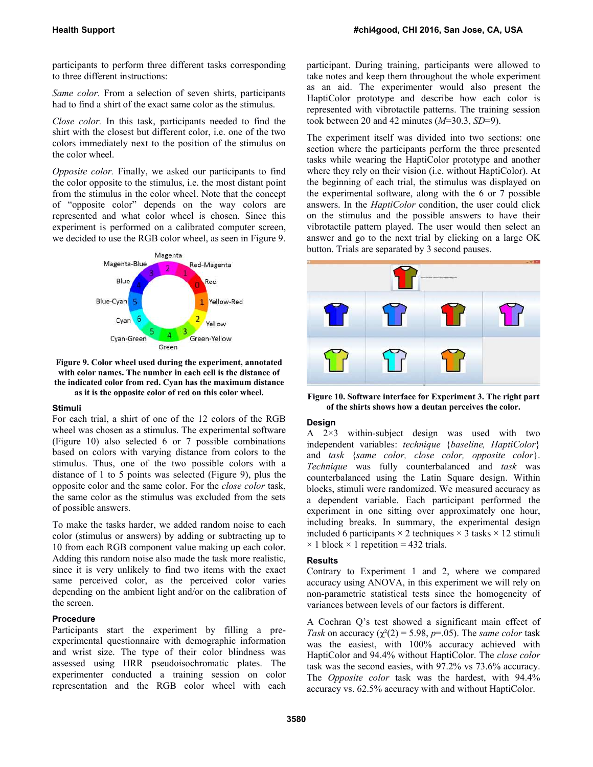participants to perform three different tasks corresponding to three different instructions:

*Same color.* From a selection of seven shirts, participants had to find a shirt of the exact same color as the stimulus.

*Close color.* In this task, participants needed to find the shirt with the closest but different color, i.e. one of the two colors immediately next to the position of the stimulus on the color wheel.

*Opposite color.* Finally, we asked our participants to find the color opposite to the stimulus, i.e. the most distant point from the stimulus in the color wheel. Note that the concept of "opposite color" depends on the way colors are represented and what color wheel is chosen. Since this experiment is performed on a calibrated computer screen, we decided to use the RGB color wheel, as seen in Figure 9.

**Figure 9. Color wheel used during the experiment, annotated with color names. The number in each cell is the distance of the indicated color from red. Cyan has the maximum distance as it is the opposite color of red on this color wheel.**

### Stimuli

For each trial, a shirt of one of the 12 colors of the RGB wheel was chosen as a stimulus. The experimental software (Figure 10) also selected 6 or 7 possible combinations based on colors with varying distance from colors to the stimulus. Thus, one of the two possible colors with a distance of 1 to 5 points was selected (Figure 9), plus the opposite color and the same color. For the *close color* task, the same color as the stimulus was excluded from the sets of possible answers.

To make the tasks harder, we added random noise to each color (stimulus or answers) by adding or subtracting up to 10 from each RGB component value making up each color. Adding this random noise also made the task more realistic, since it is very unlikely to find two items with the exact same perceived color, as the perceived color varies depending on the ambient light and/or on the calibration of the screen.

### Procedure

Participants start the experiment by filling a pre-experimental questionnaire with demographic information and wrist size. The type of their color blindness was assessed using HRR pseudoisochromatic plates. The experimenter conducted a training session on color representation and the RGB color wheel with each participant. During training, participants were allowed to take notes and keep them throughout the whole experiment as an aid. The experimenter would also present the HaptiColor prototype and describe how each color is represented with vibrotactile patterns. The training session took between 20 and 42 minutes ($M$=30.3, $SD$=9).

The experiment itself was divided into two sections: one section where the participants perform the three presented tasks while wearing the HaptiColor prototype and another where they rely on their vision (i.e. without HaptiColor). At the beginning of each trial, the stimulus was displayed on the experimental software, along with the 6 or 7 possible answers. In the *HaptiColor* condition, the user could click on the stimulus and the possible answers to have their vibrotactile pattern played. The user would then select an answer and go to the next trial by clicking on a large OK button. Trials are separated by 3 second pauses.

**Figure 10. Software interface for Experiment 3. The right part of the shirts shows how a deutan perceives the color.**

### Design

A 2×3 within-subject design was used with two independent variables: *technique* {*baseline, HaptiColor*} and *task* {*same color, close color, opposite color*}. *Technique* was fully counterbalanced and *task* was counterbalanced using the Latin Square design. Within blocks, stimuli were randomized. We measured accuracy as a dependent variable. Each participant performed the experiment in one sitting over approximately one hour, including breaks. In summary, the experimental design included 6 participants × 2 techniques × 3 tasks × 12 stimuli × 1 block × 1 repetition = 432 trials.

### Results

Contrary to Experiment 1 and 2, where we compared accuracy using ANOVA, in this experiment we will rely on non-parametric statistical tests since the homogeneity of variances between levels of our factors is different.

A Cochran Q's test showed a significant main effect of *Task* on accuracy ($\chi^2(2) = 5.98$, $p$=.05). The *same color* task was the easiest, with 100% accuracy achieved with HaptiColor and 94.4% without HaptiColor. The *close color* task was the second easies, with 97.2% vs 73.6% accuracy. The *Opposite color* task was the hardest, with 94.4% accuracy vs. 62.5% accuracy with and without HaptiColor.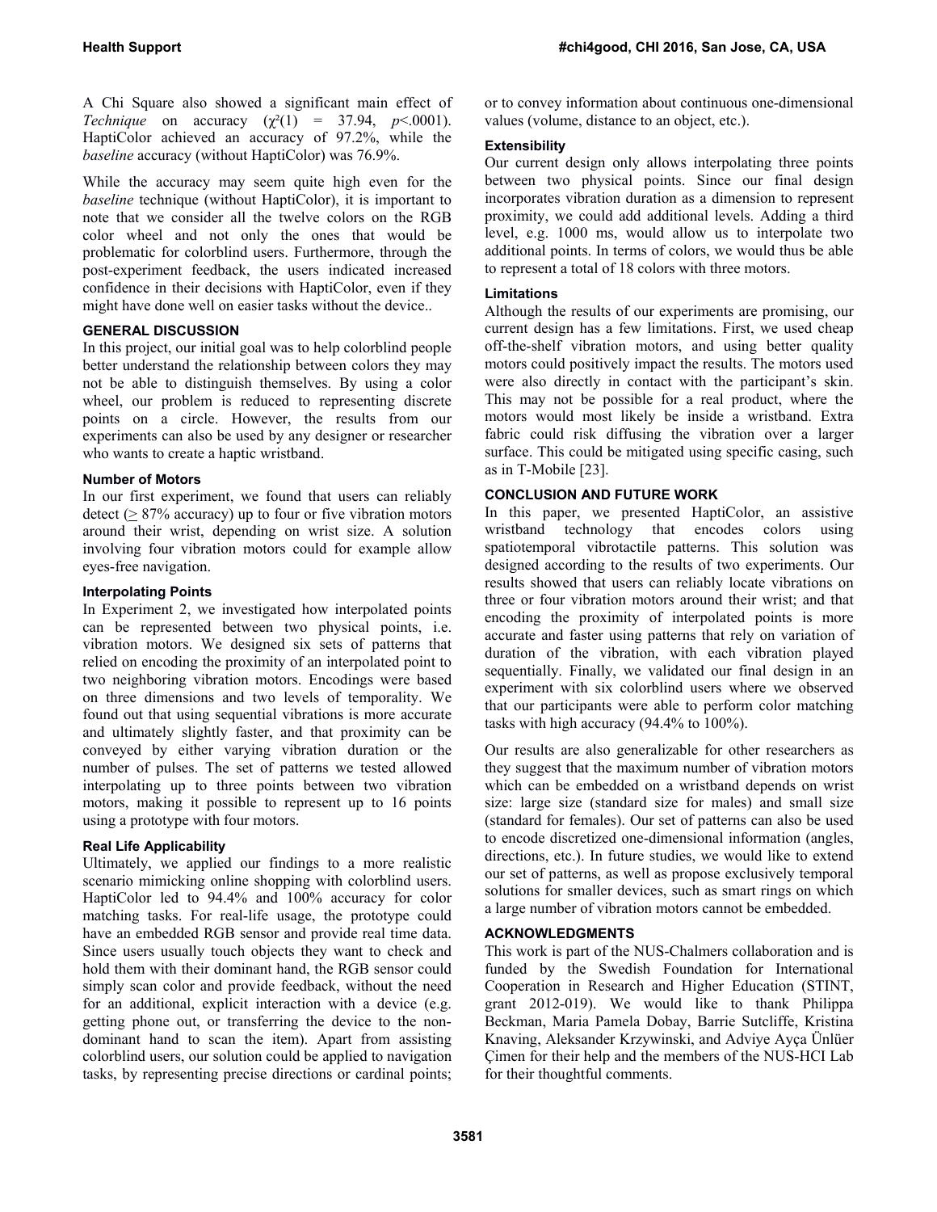A Chi Square also showed a significant main effect of *Technique* on accuracy ($\chi^2(1)$ = 37.94, $p$<.0001). HaptiColor achieved an accuracy of 97.2%, while the *baseline* accuracy (without HaptiColor) was 76.9%.

While the accuracy may seem quite high even for the *baseline* technique (without HaptiColor), it is important to note that we consider all the twelve colors on the RGB color wheel and not only the ones that would be problematic for colorblind users. Furthermore, through the post-experiment feedback, the users indicated increased confidence in their decisions with HaptiColor, even if they might have done well on easier tasks without the device..

## GENERAL DISCUSSION

In this project, our initial goal was to help colorblind people better understand the relationship between colors they may not be able to distinguish themselves. By using a color wheel, our problem is reduced to representing discrete points on a circle. However, the results from our experiments can also be used by any designer or researcher who wants to create a haptic wristband.

### Number of Motors

In our first experiment, we found that users can reliably detect ($\geq$ 87% accuracy) up to four or five vibration motors around their wrist, depending on wrist size. A solution involving four vibration motors could for example allow eyes-free navigation.

### Interpolating Points

In Experiment 2, we investigated how interpolated points can be represented between two physical points, i.e. vibration motors. We designed six sets of patterns that relied on encoding the proximity of an interpolated point to two neighboring vibration motors. Encodings were based on three dimensions and two levels of temporality. We found out that using sequential vibrations is more accurate and ultimately slightly faster, and that proximity can be conveyed by either varying vibration duration or the number of pulses. The set of patterns we tested allowed interpolating up to three points between two vibration motors, making it possible to represent up to 16 points using a prototype with four motors.

### Real Life Applicability

Ultimately, we applied our findings to a more realistic scenario mimicking online shopping with colorblind users. HaptiColor led to 94.4% and 100% accuracy for color matching tasks. For real-life usage, the prototype could have an embedded RGB sensor and provide real time data. Since users usually touch objects they want to check and hold them with their dominant hand, the RGB sensor could simply scan color and provide feedback, without the need for an additional, explicit interaction with a device (e.g. getting phone out, or transferring the device to the non-dominant hand to scan the item). Apart from assisting colorblind users, our solution could be applied to navigation tasks, by representing precise directions or cardinal points; or to convey information about continuous one-dimensional values (volume, distance to an object, etc.).

### Extensibility

Our current design only allows interpolating three points between two physical points. Since our final design incorporates vibration duration as a dimension to represent proximity, we could add additional levels. Adding a third level, e.g. 1000 ms, would allow us to interpolate two additional points. In terms of colors, we would thus be able to represent a total of 18 colors with three motors.

### Limitations

Although the results of our experiments are promising, our current design has a few limitations. First, we used cheap off-the-shelf vibration motors, and using better quality motors could positively impact the results. The motors used were also directly in contact with the participant's skin. This may not be possible for a real product, where the motors would most likely be inside a wristband. Extra fabric could risk diffusing the vibration over a larger surface. This could be mitigated using specific casing, such as in T-Mobile [23].

## CONCLUSION AND FUTURE WORK

In this paper, we presented HaptiColor, an assistive wristband technology that encodes colors using spatiotemporal vibrotactile patterns. This solution was designed according to the results of two experiments. Our results showed that users can reliably locate vibrations on three or four vibration motors around their wrist; and that encoding the proximity of interpolated points is more accurate and faster using patterns that rely on variation of duration of the vibration, with each vibration played sequentially. Finally, we validated our final design in an experiment with six colorblind users where we observed that our participants were able to perform color matching tasks with high accuracy (94.4% to 100%).

Our results are also generalizable for other researchers as they suggest that the maximum number of vibration motors which can be embedded on a wristband depends on wrist size: large size (standard size for males) and small size (standard for females). Our set of patterns can also be used to encode discretized one-dimensional information (angles, directions, etc.). In future studies, we would like to extend our set of patterns, as well as propose exclusively temporal solutions for smaller devices, such as smart rings on which a large number of vibration motors cannot be embedded.

## ACKNOWLEDGMENTS

This work is part of the NUS-Chalmers collaboration and is funded by the Swedish Foundation for International Cooperation in Research and Higher Education (STINT, grant 2012-019). We would like to thank Philippa Beckman, Maria Pamela Dobay, Barrie Sutcliffe, Kristina Knaving, Aleksander Krzywinski, and Adviye Ayça Ünlüer Çimen for their help and the members of the NUS-HCI Lab for their thoughtful comments.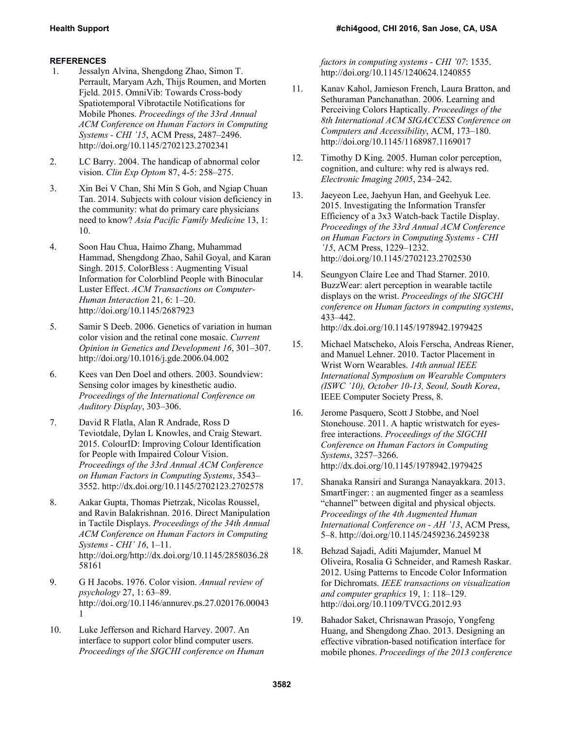## REFERENCES

1. Jessalyn Alvina, Shengdong Zhao, Simon T. Perrault, Maryam Azh, Thijs Roumen, and Morten Fjeld. 2015. OmniVib: Towards Cross-body Spatiotemporal Vibrotactile Notifications for Mobile Phones. *Proceedings of the 33rd Annual ACM Conference on Human Factors in Computing Systems - CHI '15*, ACM Press, 2487–2496. http://doi.org/10.1145/2702123.2702341

2. LC Barry. 2004. The handicap of abnormal color vision. *Clin Exp Optom* 87, 4-5: 258–275.

3. Xin Bei V Chan, Shi Min S Goh, and Ngiap Chuan Tan. 2014. Subjects with colour vision deficiency in the community: what do primary care physicians need to know? *Asia Pacific Family Medicine* 13, 1: 10.

4. Soon Hau Chua, Haimo Zhang, Muhammad Hammad, Shengdong Zhao, Sahil Goyal, and Karan Singh. 2015. ColorBless : Augmenting Visual Information for Colorblind People with Binocular Luster Effect. *ACM Transactions on Computer-Human Interaction* 21, 6: 1–20. http://doi.org/10.1145/2687923

5. Samir S Deeb. 2006. Genetics of variation in human color vision and the retinal cone mosaic. *Current Opinion in Genetics and Development 16*, 301–307. http://doi.org/10.1016/j.gde.2006.04.002

6. Kees van Den Doel and others. 2003. Soundview: Sensing color images by kinesthetic audio. *Proceedings of the International Conference on Auditory Display*, 303–306.

7. David R Flatla, Alan R Andrade, Ross D Teviotdale, Dylan L Knowles, and Craig Stewart. 2015. ColourID: Improving Colour Identification for People with Impaired Colour Vision. *Proceedings of the 33rd Annual ACM Conference on Human Factors in Computing Systems*, 3543–3552. http://dx.doi.org/10.1145/2702123.2702578

8. Aakar Gupta, Thomas Pietrzak, Nicolas Roussel, and Ravin Balakrishnan. 2016. Direct Manipulation in Tactile Displays. *Proceedings of the 34th Annual ACM Conference on Human Factors in Computing Systems - CHI' 16*, 1–11. http://doi.org/http://dx.doi.org/10.1145/2858036.2858161

9. G H Jacobs. 1976. Color vision. *Annual review of psychology* 27, 1: 63–89. http://doi.org/10.1146/annurev.ps.27.020176.000431

10. Luke Jefferson and Richard Harvey. 2007. An interface to support color blind computer users. *Proceedings of the SIGCHI conference on Human factors in computing systems - CHI '07*: 1535. http://doi.org/10.1145/1240624.1240855

11. Kanav Kahol, Jamieson French, Laura Bratton, and Sethuraman Panchanathan. 2006. Learning and Perceiving Colors Haptically. *Proceedings of the 8th International ACM SIGACCESS Conference on Computers and Accessibility*, ACM, 173–180. http://doi.org/10.1145/1168987.1169017

12. Timothy D King. 2005. Human color perception, cognition, and culture: why red is always red. *Electronic Imaging 2005*, 234–242.

13. Jaeyeon Lee, Jaehyun Han, and Geehyuk Lee. 2015. Investigating the Information Transfer Efficiency of a 3x3 Watch-back Tactile Display. *Proceedings of the 33rd Annual ACM Conference on Human Factors in Computing Systems - CHI '15*, ACM Press, 1229–1232. http://doi.org/10.1145/2702123.2702530

14. Seungyon Claire Lee and Thad Starner. 2010. BuzzWear: alert perception in wearable tactile displays on the wrist. *Proceedings of the SIGCHI conference on Human factors in computing systems*, 433–442. http://dx.doi.org/10.1145/1978942.1979425

15. Michael Matscheko, Alois Ferscha, Andreas Riener, and Manuel Lehner. 2010. Tactor Placement in Wrist Worn Wearables. *14th annual IEEE International Symposium on Wearable Computers (ISWC '10), October 10-13, Seoul, South Korea*, IEEE Computer Society Press, 8.

16. Jerome Pasquero, Scott J Stobbe, and Noel Stonehouse. 2011. A haptic wristwatch for eyes-free interactions. *Proceedings of the SIGCHI Conference on Human Factors in Computing Systems*, 3257–3266. http://dx.doi.org/10.1145/1978942.1979425

17. Shanaka Ransiri and Suranga Nanayakkara. 2013. SmartFinger: : an augmented finger as a seamless "channel" between digital and physical objects. *Proceedings of the 4th Augmented Human International Conference on - AH '13*, ACM Press, 5–8. http://doi.org/10.1145/2459236.2459238

18. Behzad Sajadi, Aditi Majumder, Manuel M Oliveira, Rosalia G Schneider, and Ramesh Raskar. 2012. Using Patterns to Encode Color Information for Dichromats. *IEEE transactions on visualization and computer graphics* 19, 1: 118–129. http://doi.org/10.1109/TVCG.2012.93

19. Bahador Saket, Chrisnawan Prasojo, Yongfeng Huang, and Shengdong Zhao. 2013. Designing an effective vibration-based notification interface for mobile phones. *Proceedings of the 2013 conference*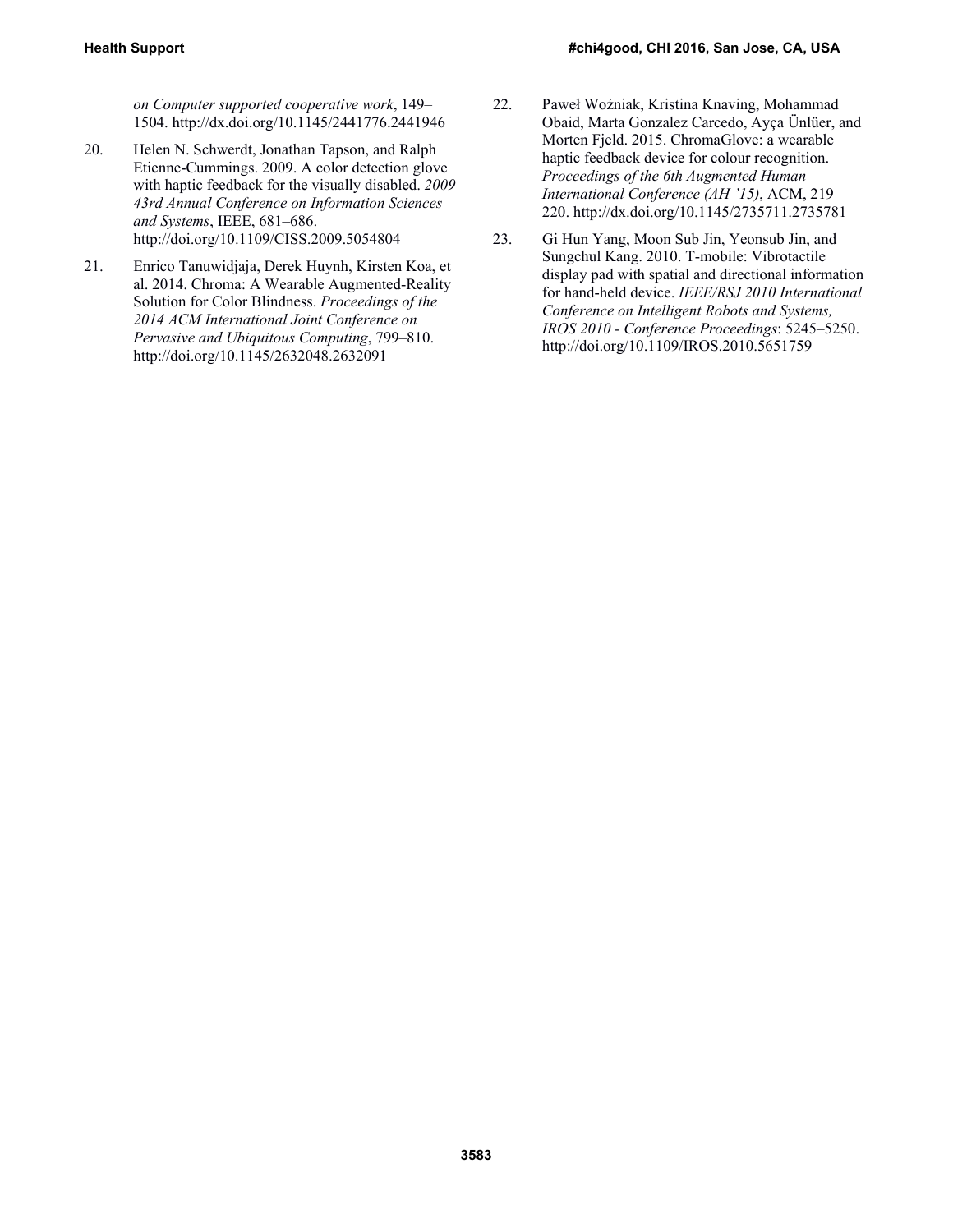*on Computer supported cooperative work*, 149–1504. http://dx.doi.org/10.1145/2441776.2441946

20. Helen N. Schwerdt, Jonathan Tapson, and Ralph Etienne-Cummings. 2009. A color detection glove with haptic feedback for the visually disabled. *2009 43rd Annual Conference on Information Sciences and Systems*, IEEE, 681–686. http://doi.org/10.1109/CISS.2009.5054804

21. Enrico Tanuwidjaja, Derek Huynh, Kirsten Koa, et al. 2014. Chroma: A Wearable Augmented-Reality Solution for Color Blindness. *Proceedings of the 2014 ACM International Joint Conference on Pervasive and Ubiquitous Computing*, 799–810. http://doi.org/10.1145/2632048.2632091

22. Paweł Woźniak, Kristina Knaving, Mohammad Obaid, Marta Gonzalez Carcedo, Ayça Ünlüer, and Morten Fjeld. 2015. ChromaGlove: a wearable haptic feedback device for colour recognition. *Proceedings of the 6th Augmented Human International Conference (AH '15)*, ACM, 219–220. http://dx.doi.org/10.1145/2735711.2735781

23. Gi Hun Yang, Moon Sub Jin, Yeonsub Jin, and Sungchul Kang. 2010. T-mobile: Vibrotactile display pad with spatial and directional information for hand-held device. *IEEE/RSJ 2010 International Conference on Intelligent Robots and Systems, IROS 2010 - Conference Proceedings*: 5245–5250. http://doi.org/10.1109/IROS.2010.5651759